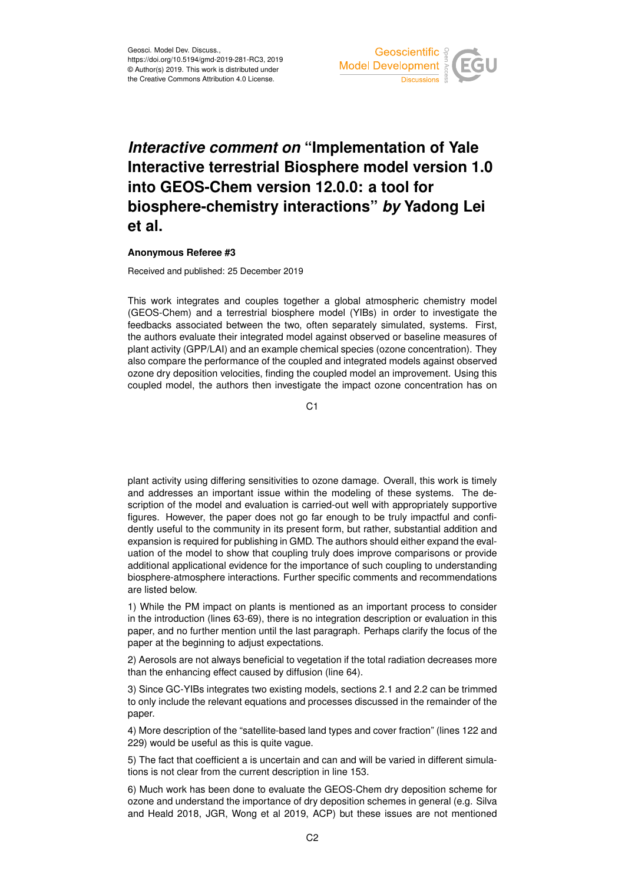# *Interactive comment on* "Implementation of Yale Interactive terrestrial Biosphere model version 1.0 into GEOS-Chem version 12.0.0: a tool for biosphere-chemistry interactions" *by* Yadong Lei et al.

**Anonymous Referee #3**

Received and published: 25 December 2019

This work integrates and couples together a global atmospheric chemistry model (GEOS-Chem) and a terrestrial biosphere model (YIBs) in order to investigate the feedbacks associated between the two, often separately simulated, systems. First, the authors evaluate their integrated model against observed or baseline measures of plant activity (GPP/LAI) and an example chemical species (ozone concentration). They also compare the performance of the coupled and integrated models against observed ozone dry deposition velocities, finding the coupled model an improvement. Using this coupled model, the authors then investigate the impact ozone concentration has on plant activity using differing sensitivities to ozone damage. Overall, this work is timely and addresses an important issue within the modeling of these systems. The description of the model and evaluation is carried-out well with appropriately supportive figures. However, the paper does not go far enough to be truly impactful and confidently useful to the community in its present form, but rather, substantial addition and expansion is required for publishing in GMD. The authors should either expand the evaluation of the model to show that coupling truly does improve comparisons or provide additional applicational evidence for the importance of such coupling to understanding biosphere-atmosphere interactions. Further specific comments and recommendations are listed below.

1) While the PM impact on plants is mentioned as an important process to consider in the introduction (lines 63-69), there is no integration description or evaluation in this paper, and no further mention until the last paragraph. Perhaps clarify the focus of the paper at the beginning to adjust expectations.

2) Aerosols are not always beneficial to vegetation if the total radiation decreases more than the enhancing effect caused by diffusion (line 64).

3) Since GC-YIBs integrates two existing models, sections 2.1 and 2.2 can be trimmed to only include the relevant equations and processes discussed in the remainder of the paper.

4) More description of the "satellite-based land types and cover fraction" (lines 122 and 229) would be useful as this is quite vague.

5) The fact that coefficient a is uncertain and can and will be varied in different simulations is not clear from the current description in line 153.

6) Much work has been done to evaluate the GEOS-Chem dry deposition scheme for ozone and understand the importance of dry deposition schemes in general (e.g. Silva and Heald 2018, JGR, Wong et al 2019, ACP) but these issues are not mentioned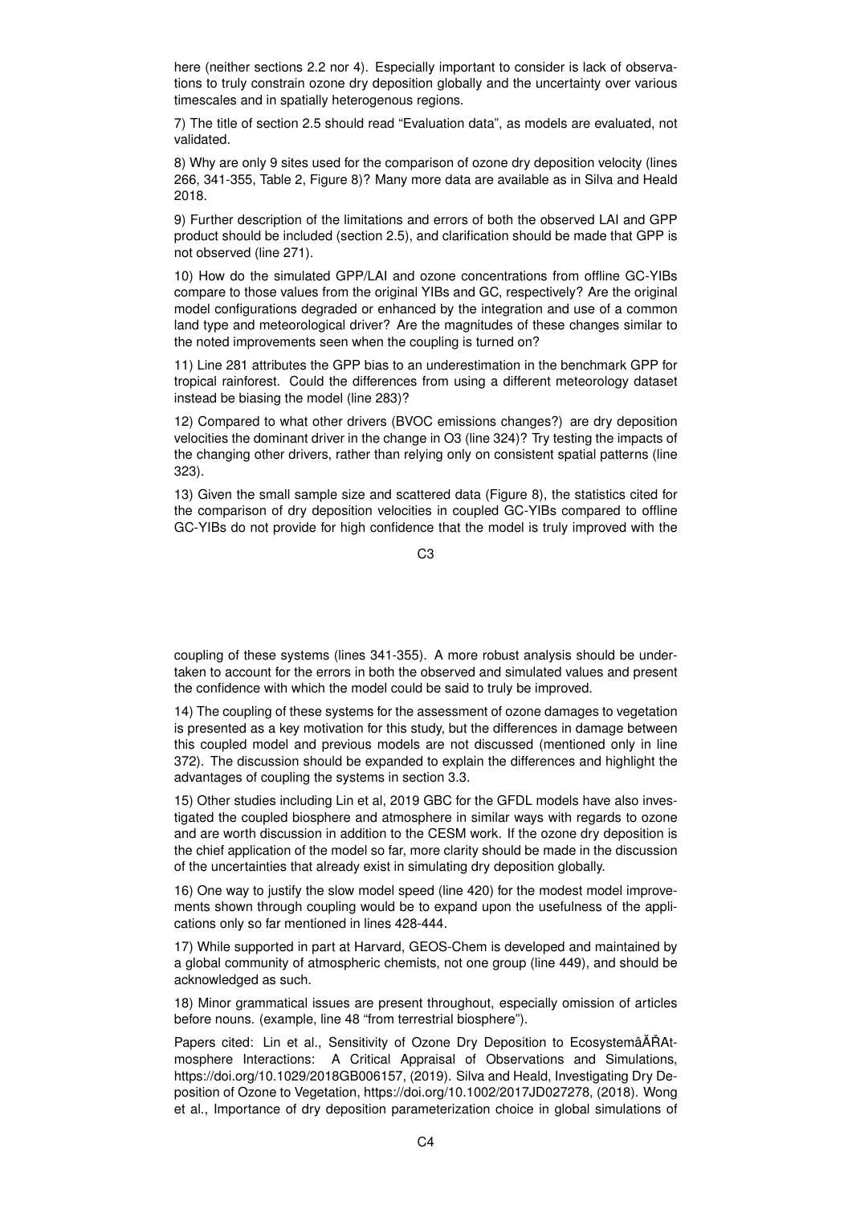here (neither sections 2.2 nor 4). Especially important to consider is lack of observations to truly constrain ozone dry deposition globally and the uncertainty over various timescales and in spatially heterogenous regions.

7) The title of section 2.5 should read "Evaluation data", as models are evaluated, not validated.

8) Why are only 9 sites used for the comparison of ozone dry deposition velocity (lines 266, 341-355, Table 2, Figure 8)? Many more data are available as in Silva and Heald 2018.

9) Further description of the limitations and errors of both the observed LAI and GPP product should be included (section 2.5), and clarification should be made that GPP is not observed (line 271).

10) How do the simulated GPP/LAI and ozone concentrations from offline GC-YIBs compare to those values from the original YIBs and GC, respectively? Are the original model configurations degraded or enhanced by the integration and use of a common land type and meteorological driver? Are the magnitudes of these changes similar to the noted improvements seen when the coupling is turned on?

11) Line 281 attributes the GPP bias to an underestimation in the benchmark GPP for tropical rainforest. Could the differences from using a different meteorology dataset instead be biasing the model (line 283)?

12) Compared to what other drivers (BVOC emissions changes?) are dry deposition velocities the dominant driver in the change in O3 (line 324)? Try testing the impacts of the changing other drivers, rather than relying only on consistent spatial patterns (line 323).

13) Given the small sample size and scattered data (Figure 8), the statistics cited for the comparison of dry deposition velocities in coupled GC-YIBs compared to offline GC-YIBs do not provide for high confidence that the model is truly improved with the coupling of these systems (lines 341-355). A more robust analysis should be undertaken to account for the errors in both the observed and simulated values and present the confidence with which the model could be said to truly be improved.

14) The coupling of these systems for the assessment of ozone damages to vegetation is presented as a key motivation for this study, but the differences in damage between this coupled model and previous models are not discussed (mentioned only in line 372). The discussion should be expanded to explain the differences and highlight the advantages of coupling the systems in section 3.3.

15) Other studies including Lin et al, 2019 GBC for the GFDL models have also investigated the coupled biosphere and atmosphere in similar ways with regards to ozone and are worth discussion in addition to the CESM work. If the ozone dry deposition is the chief application of the model so far, more clarity should be made in the discussion of the uncertainties that already exist in simulating dry deposition globally.

16) One way to justify the slow model speed (line 420) for the modest model improvements shown through coupling would be to expand upon the usefulness of the applications only so far mentioned in lines 428-444.

17) While supported in part at Harvard, GEOS-Chem is developed and maintained by a global community of atmospheric chemists, not one group (line 449), and should be acknowledged as such.

18) Minor grammatical issues are present throughout, especially omission of articles before nouns. (example, line 48 "from terrestrial biosphere").

Papers cited: Lin et al., Sensitivity of Ozone Dry Deposition to EcosystemâĂŘAtmosphere Interactions: A Critical Appraisal of Observations and Simulations, https://doi.org/10.1029/2018GB006157, (2019). Silva and Heald, Investigating Dry Deposition of Ozone to Vegetation, https://doi.org/10.1002/2017JD027278, (2018). Wong et al., Importance of dry deposition parameterization choice in global simulations of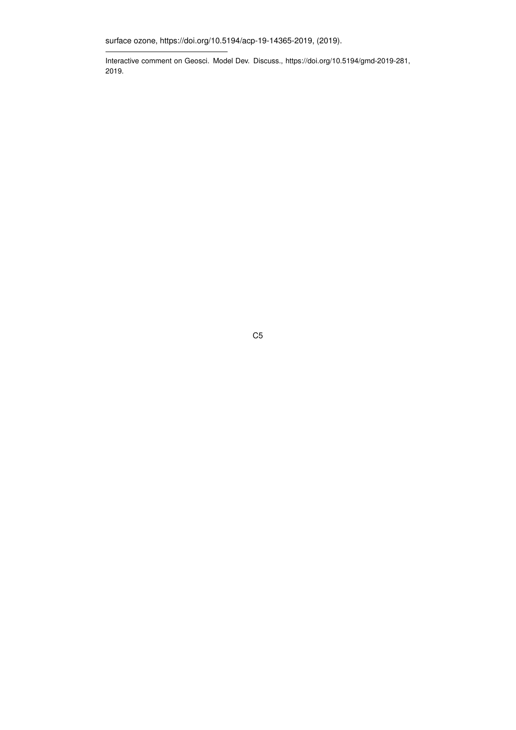surface ozone, https://doi.org/10.5194/acp-19-14365-2019, (2019).

---

Interactive comment on Geosci. Model Dev. Discuss., https://doi.org/10.5194/gmd-2019-281, 2019.